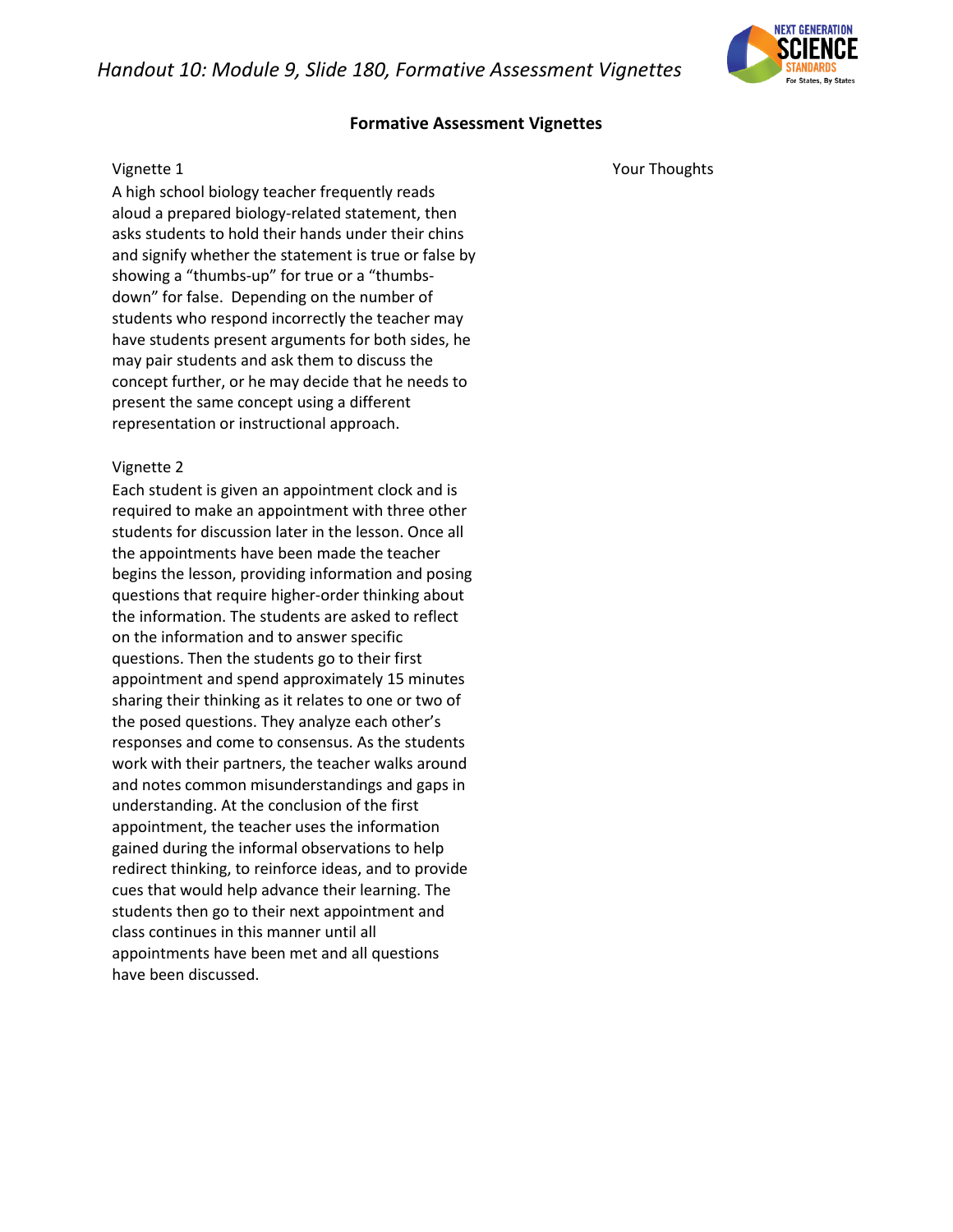# Handout 10: Module 9, Slide 180, Formative Assessment Vignettes

## Formative Assessment Vignettes

| Vignette | Your Thoughts |
| --- | --- |
| **Vignette 1**<br>A high school biology teacher frequently reads aloud a prepared biology-related statement, then asks students to hold their hands under their chins and signify whether the statement is true or false by showing a "thumbs-up" for true or a "thumbs-down" for false. Depending on the number of students who respond incorrectly the teacher may have students present arguments for both sides, he may pair students and ask them to discuss the concept further, or he may decide that he needs to present the same concept using a different representation or instructional approach. | |
| **Vignette 2**<br>Each student is given an appointment clock and is required to make an appointment with three other students for discussion later in the lesson. Once all the appointments have been made the teacher begins the lesson, providing information and posing questions that require higher-order thinking about the information. The students are asked to reflect on the information and to answer specific questions. Then the students go to their first appointment and spend approximately 15 minutes sharing their thinking as it relates to one or two of the posed questions. They analyze each other's responses and come to consensus. As the students work with their partners, the teacher walks around and notes common misunderstandings and gaps in understanding. At the conclusion of the first appointment, the teacher uses the information gained during the informal observations to help redirect thinking, to reinforce ideas, and to provide cues that would help advance their learning. The students then go to their next appointment and class continues in this manner until all appointments have been met and all questions have been discussed. | |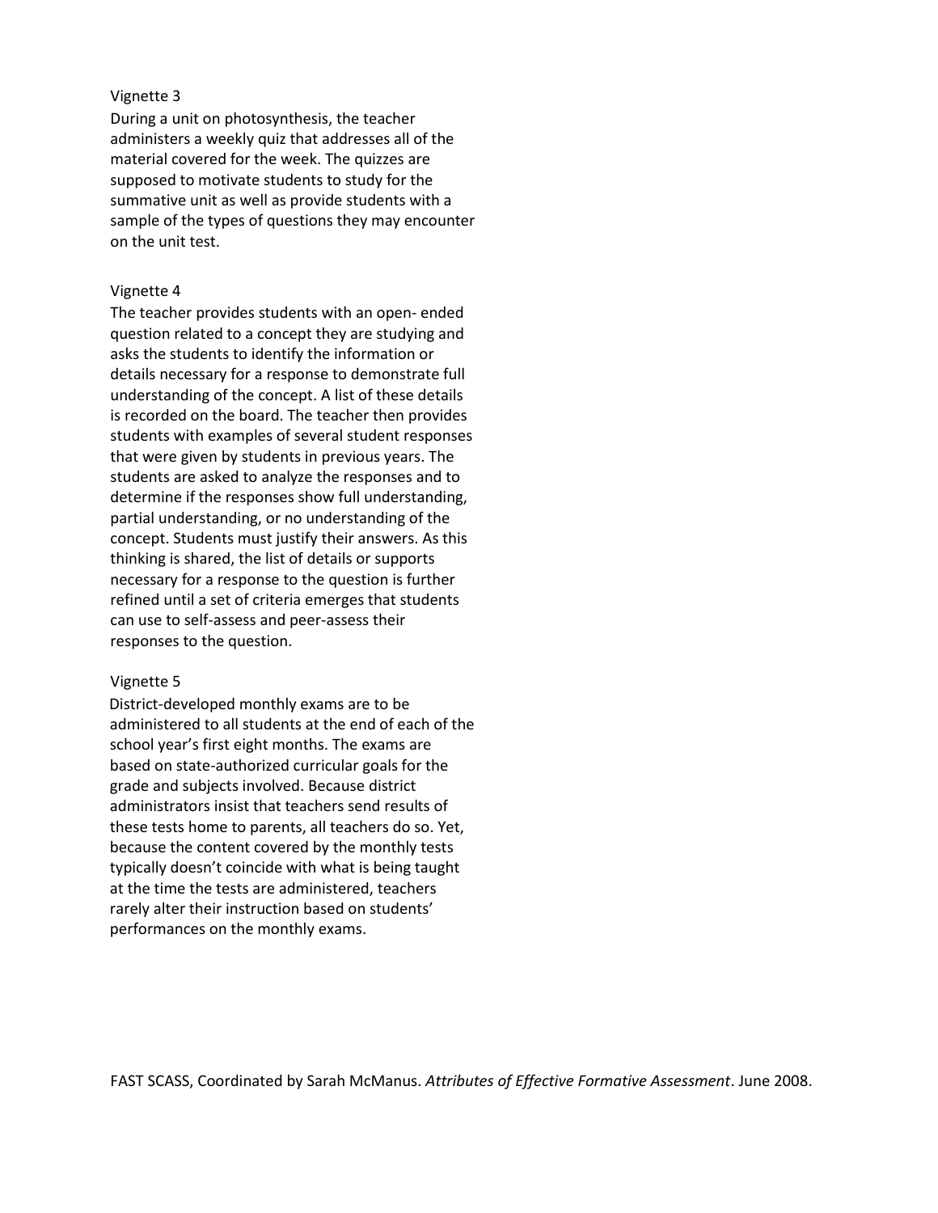Vignette 3

During a unit on photosynthesis, the teacher administers a weekly quiz that addresses all of the material covered for the week. The quizzes are supposed to motivate students to study for the summative unit as well as provide students with a sample of the types of questions they may encounter on the unit test.

Vignette 4

The teacher provides students with an open- ended question related to a concept they are studying and asks the students to identify the information or details necessary for a response to demonstrate full understanding of the concept. A list of these details is recorded on the board. The teacher then provides students with examples of several student responses that were given by students in previous years. The students are asked to analyze the responses and to determine if the responses show full understanding, partial understanding, or no understanding of the concept. Students must justify their answers. As this thinking is shared, the list of details or supports necessary for a response to the question is further refined until a set of criteria emerges that students can use to self-assess and peer-assess their responses to the question.

Vignette 5

District-developed monthly exams are to be administered to all students at the end of each of the school year's first eight months. The exams are based on state-authorized curricular goals for the grade and subjects involved. Because district administrators insist that teachers send results of these tests home to parents, all teachers do so. Yet, because the content covered by the monthly tests typically doesn't coincide with what is being taught at the time the tests are administered, teachers rarely alter their instruction based on students' performances on the monthly exams.

FAST SCASS, Coordinated by Sarah McManus. *Attributes of Effective Formative Assessment*. June 2008.